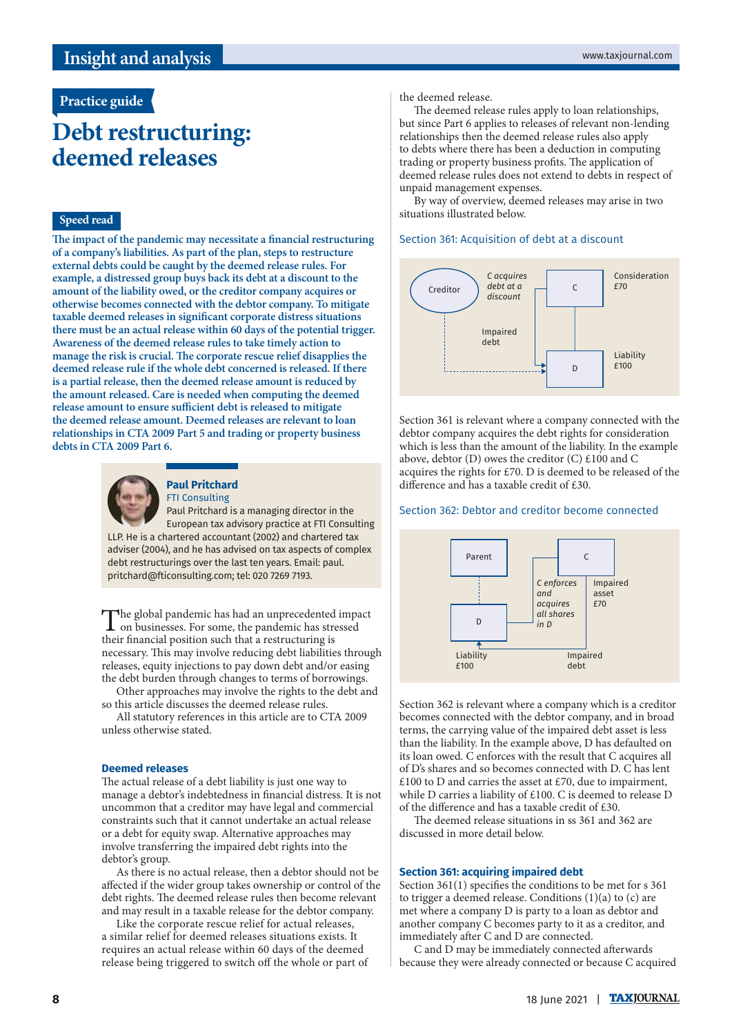## Practice guide

# Debt restructuring: deemed releases

### Speed read

**The impact of the pandemic may necessitate a financial restructuring of a company's liabilities. As part of the plan, steps to restructure external debts could be caught by the deemed release rules. For example, a distressed group buys back its debt at a discount to the amount of the liability owed, or the creditor company acquires or otherwise becomes connected with the debtor company. To mitigate taxable deemed releases in significant corporate distress situations there must be an actual release within 60 days of the potential trigger. Awareness of the deemed release rules to take timely action to manage the risk is crucial. The corporate rescue relief disapplies the deemed release rule if the whole debt concerned is released. If there is a partial release, then the deemed release amount is reduced by the amount released. Care is needed when computing the deemed release amount to ensure sufficient debt is released to mitigate the deemed release amount. Deemed releases are relevant to loan relationships in CTA 2009 Part 5 and trading or property business debts in CTA 2009 Part 6.**

**Paul Pritchard**
FTI Consulting
Paul Pritchard is a managing director in the European tax advisory practice at FTI Consulting LLP. He is a chartered accountant (2002) and chartered tax adviser (2004), and he has advised on tax aspects of complex debt restructurings over the last ten years. Email: paul.pritchard@fticonsulting.com; tel: 020 7269 7193.

The global pandemic has had an unprecedented impact on businesses. For some, the pandemic has stressed their financial position such that a restructuring is necessary. This may involve reducing debt liabilities through releases, equity injections to pay down debt and/or easing the debt burden through changes to terms of borrowings.

Other approaches may involve the rights to the debt and so this article discusses the deemed release rules.

All statutory references in this article are to CTA 2009 unless otherwise stated.

### Deemed releases

The actual release of a debt liability is just one way to manage a debtor's indebtedness in financial distress. It is not uncommon that a creditor may have legal and commercial constraints such that it cannot undertake an actual release or a debt for equity swap. Alternative approaches may involve transferring the impaired debt rights into the debtor's group.

As there is no actual release, then a debtor should not be affected if the wider group takes ownership or control of the debt rights. The deemed release rules then become relevant and may result in a taxable release for the debtor company.

Like the corporate rescue relief for actual releases, a similar relief for deemed releases situations exists. It requires an actual release within 60 days of the deemed release being triggered to switch off the whole or part of the deemed release.

The deemed release rules apply to loan relationships, but since Part 6 applies to releases of relevant non-lending relationships then the deemed release rules also apply to debts where there has been a deduction in computing trading or property business profits. The application of deemed release rules does not extend to debts in respect of unpaid management expenses.

By way of overview, deemed releases may arise in two situations illustrated below.

#### Section 361: Acquisition of debt at a discount

Creditor — *C acquires debt at a discount* → C (Consideration £70); Impaired debt → D (Liability £100)

Section 361 is relevant where a company connected with the debtor company acquires the debt rights for consideration which is less than the amount of the liability. In the example above, debtor (D) owes the creditor (C) £100 and C acquires the rights for £70. D is deemed to be released of the difference and has a taxable credit of £30.

#### Section 362: Debtor and creditor become connected

Parent — D (Liability £100); C (Impaired asset £70) — *C enforces and acquires all shares in D*; Impaired debt

Section 362 is relevant where a company which is a creditor becomes connected with the debtor company, and in broad terms, the carrying value of the impaired debt asset is less than the liability. In the example above, D has defaulted on its loan owed. C enforces with the result that C acquires all of D's shares and so becomes connected with D. C has lent £100 to D and carries the asset at £70, due to impairment, while D carries a liability of £100. C is deemed to release D of the difference and has a taxable credit of £30.

The deemed release situations in ss 361 and 362 are discussed in more detail below.

### Section 361: acquiring impaired debt

Section 361(1) specifies the conditions to be met for s 361 to trigger a deemed release. Conditions (1)(a) to (c) are met where a company D is party to a loan as debtor and another company C becomes party to it as a creditor, and immediately after C and D are connected.

C and D may be immediately connected afterwards because they were already connected or because C acquired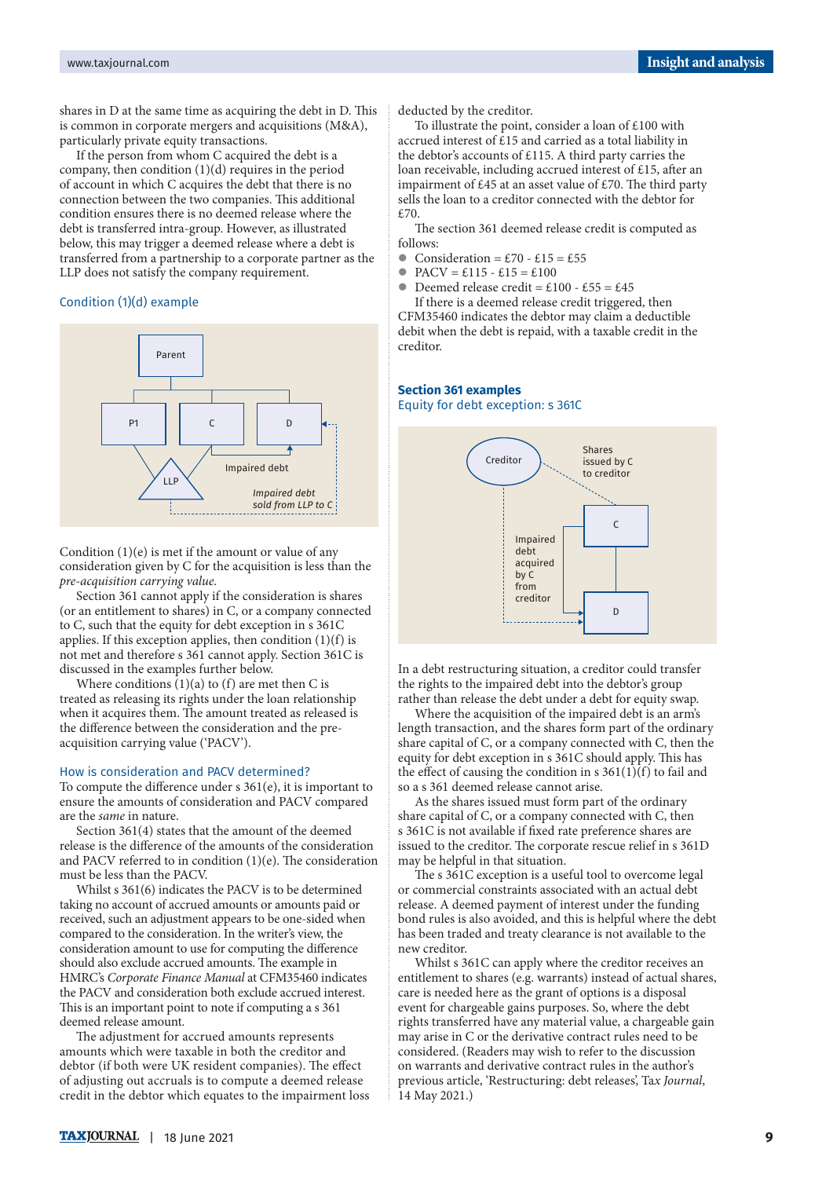shares in D at the same time as acquiring the debt in D. This is common in corporate mergers and acquisitions (M&A), particularly private equity transactions.

If the person from whom C acquired the debt is a company, then condition (1)(d) requires in the period of account in which C acquires the debt that there is no connection between the two companies. This additional condition ensures there is no deemed release where the debt is transferred intra-group. However, as illustrated below, this may trigger a deemed release where a debt is transferred from a partnership to a corporate partner as the LLP does not satisfy the company requirement.

### Condition (1)(d) example

Condition (1)(e) is met if the amount or value of any consideration given by C for the acquisition is less than the *pre-acquisition carrying value*.

Section 361 cannot apply if the consideration is shares (or an entitlement to shares) in C, or a company connected to C, such that the equity for debt exception in s 361C applies. If this exception applies, then condition (1)(f) is not met and therefore s 361 cannot apply. Section 361C is discussed in the examples further below.

Where conditions (1)(a) to (f) are met then C is treated as releasing its rights under the loan relationship when it acquires them. The amount treated as released is the difference between the consideration and the pre-acquisition carrying value ('PACV').

### How is consideration and PACV determined?

To compute the difference under s 361(e), it is important to ensure the amounts of consideration and PACV compared are the *same* in nature.

Section 361(4) states that the amount of the deemed release is the difference of the amounts of the consideration and PACV referred to in condition (1)(e). The consideration must be less than the PACV.

Whilst s 361(6) indicates the PACV is to be determined taking no account of accrued amounts paid or received, such an adjustment appears to be one-sided when compared to the consideration. In the writer's view, the consideration amount to use for computing the difference should also exclude accrued amounts. The example in HMRC's *Corporate Finance Manual* at CFM35460 indicates the PACV and consideration both exclude accrued interest. This is an important point to note if computing a s 361 deemed release amount.

The adjustment for accrued amounts represents amounts which were taxable in both the creditor and debtor (if both were UK resident companies). The effect of adjusting out accruals is to compute a deemed release credit in the debtor which equates to the impairment loss deducted by the creditor.

To illustrate the point, consider a loan of £100 with accrued interest of £15 and carried as a total liability in the debtor's accounts of £115. A third party carries the loan receivable, including accrued interest of £15, after an impairment of £45 at an asset value of £70. The third party sells the loan to a creditor connected with the debtor for £70.

The section 361 deemed release credit is computed as follows:

- Consideration = £70 - £15 = £55
- PACV = £115 - £15 = £100
- Deemed release credit = £100 - £55 = £45

If there is a deemed release credit triggered, then CFM35460 indicates the debtor may claim a deductible debit when the debt is repaid, with a taxable credit in the creditor.

### **Section 361 examples**

### Equity for debt exception: s 361C

In a debt restructuring situation, a creditor could transfer the rights to the impaired debt into the debtor's group rather than release the debt under a debt for equity swap.

Where the acquisition of the impaired debt is an arm's length transaction, and the shares form part of the ordinary share capital of C, or a company connected with C, then the equity for debt exception in s 361C should apply. This has the effect of causing the condition in s 361(1)(f) to fail and so a s 361 deemed release cannot arise.

As the shares issued must form part of the ordinary share capital of C, or a company connected with C, then s 361C is not available if fixed rate preference shares are issued to the creditor. The corporate rescue relief in s 361D may be helpful in that situation.

The s 361C exception is a useful tool to overcome legal or commercial constraints associated with an actual debt release. A deemed payment of interest under the funding bond rules is also avoided, and this is helpful where the debt has been traded and treaty clearance is not available to the new creditor.

Whilst s 361C can apply where the creditor receives an entitlement to shares (e.g. warrants) instead of actual shares, care is needed here as the grant of options is a disposal event for chargeable gains purposes. So, where the debt rights transferred have any material value, a chargeable gain may arise in C or the derivative contract rules need to be considered. (Readers may wish to refer to the discussion on warrants and derivative contract rules in the author's previous article, 'Restructuring: debt releases', *Tax Journal*, 14 May 2021.)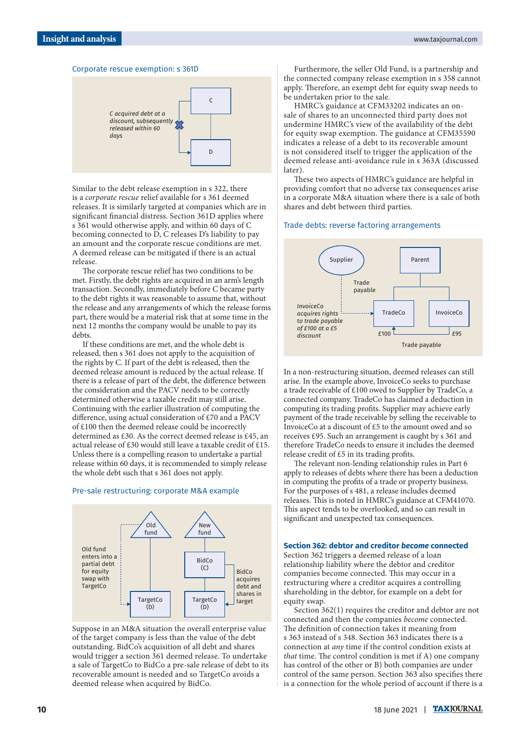### Corporate rescue exemption: s 361D

Similar to the debt release exemption in s 322, there is a *corporate rescue* relief available for s 361 deemed releases. It is similarly targeted at companies which are in significant financial distress. Section 361D applies where s 361 would otherwise apply, and within 60 days of C becoming connected to D, C releases D's liability to pay an amount and the corporate rescue conditions are met. A deemed release can be mitigated if there is an actual release.

The corporate rescue relief has two conditions to be met. Firstly, the debt rights are acquired in an arm's length transaction. Secondly, immediately before C became party to the debt rights it was reasonable to assume that, without the release and any arrangements of which the release forms part, there would be a material risk that at some time in the next 12 months the company would be unable to pay its debts.

If these conditions are met, and the whole debt is released, then s 361 does not apply to the acquisition of the rights by C. If part of the debt is released, then the deemed release amount is reduced by the actual release. If there is a release of part of the debt, the difference between the consideration and the PACV needs to be correctly determined otherwise a taxable credit may still arise. Continuing with the earlier illustration of computing the difference, using actual consideration of £70 and a PACV of £100 then the deemed release could be incorrectly determined as £30. As the correct deemed release is £45, an actual release of £30 would still leave a taxable credit of £15. Unless there is a compelling reason to undertake a partial release within 60 days, it is recommended to simply release the whole debt such that s 361 does not apply.

### Pre-sale restructuring: corporate M&A example

Suppose in an M&A situation the overall enterprise value of the target company is less than the value of the debt outstanding. BidCo's acquisition of all debt and shares would trigger a section 361 deemed release. To undertake a sale of TargetCo to BidCo a pre-sale release of debt to its recoverable amount is needed and so TargetCo avoids a deemed release when acquired by BidCo.

Furthermore, the seller Old Fund, is a partnership and the connected company release exemption in s 358 cannot apply. Therefore, an exempt debt for equity swap needs to be undertaken prior to the sale.

HMRC's guidance at CFM33202 indicates an on-sale of shares to an unconnected third party does not undermine HMRC's view of the availability of the debt for equity swap exemption. The guidance at CFM35590 indicates a release of a debt to its recoverable amount is not considered itself to trigger the application of the deemed release anti-avoidance rule in s 363A (discussed later).

These two aspects of HMRC's guidance are helpful in providing comfort that no adverse tax consequences arise in a corporate M&A situation where there is a sale of both shares and debt between third parties.

### Trade debts: reverse factoring arrangements

In a non-restructuring situation, deemed releases can still arise. In the example above, InvoiceCo seeks to purchase a trade receivable of £100 owed to Supplier by TradeCo, a connected company. TradeCo has claimed a deduction in computing its trading profits. Supplier may achieve early payment of the trade receivable by selling the receivable to InvoiceCo at a discount of £5 to the amount owed and so receives £95. Such an arrangement is caught by s 361 and therefore TradeCo needs to ensure it includes the deemed release credit of £5 in its trading profits.

The relevant non-lending relationship rules in Part 6 apply to releases of debts where there has been a deduction in computing the profits of a trade or property business. For the purposes of s 481, a release includes deemed releases. This is noted in HMRC's guidance at CFM41070. This aspect tends to be overlooked, and so can result in significant and unexpected tax consequences.

### Section 362: debtor and creditor *become* connected

Section 362 triggers a deemed release of a loan relationship liability where the debtor and creditor companies become connected. This may occur in a restructuring where a creditor acquires a controlling shareholding in the debtor, for example on a debt for equity swap.

Section 362(1) requires the creditor and debtor are not connected and then the companies *become* connected. The definition of connection takes it meaning from s 363 instead of s 348. Section 363 indicates there is a connection at *any* time if the control condition exists at *that* time. The control condition is met if A) one company has control of the other or B) both companies are under control of the same person. Section 363 also specifies there is a connection for the whole period of account if there is a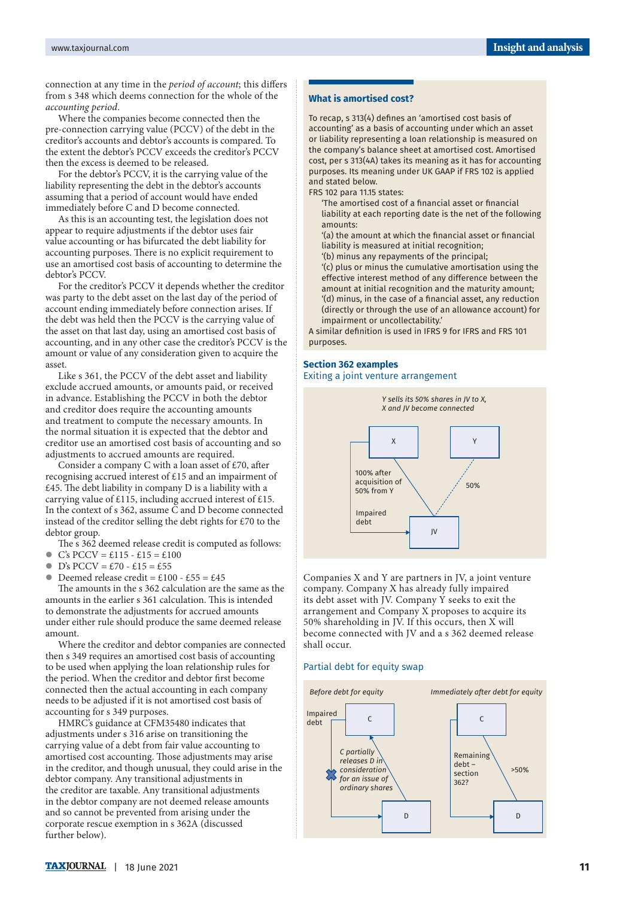connection at any time in the *period of account*; this differs from s 348 which deems connection for the whole of the *accounting period*.

Where the companies become connected then the pre-connection carrying value (PCCV) of the debt in the creditor's accounts and debtor's accounts is compared. To the extent the debtor's PCCV exceeds the creditor's PCCV then the excess is deemed to be released.

For the debtor's PCCV, it is the carrying value of the liability representing the debt in the debtor's accounts assuming that a period of account would have ended immediately before C and D become connected.

As this is an accounting test, the legislation does not appear to require adjustments if the debtor uses fair value accounting or has bifurcated the debt liability for accounting purposes. There is no explicit requirement to use an amortised cost basis of accounting to determine the debtor's PCCV.

For the creditor's PCCV it depends whether the creditor was party to the debt asset on the last day of the period of account ending immediately before connection arises. If the debt was held then the PCCV is the carrying value of the asset on that last day, using an amortised cost basis of accounting, and in any other case the creditor's PCCV is the amount or value of any consideration given to acquire the asset.

Like s 361, the PCCV of the debt asset and liability exclude accrued amounts, or amounts paid, or received in advance. Establishing the PCCV in both the debtor and creditor does require the accounting amounts and treatment to compute the necessary amounts. In the normal situation it is expected that the debtor and creditor use an amortised cost basis of accounting and so adjustments to accrued amounts are required.

Consider a company C with a loan asset of £70, after recognising accrued interest of £15 and an impairment of £45. The debt liability in company D is a liability with a carrying value of £115, including accrued interest of £15. In the context of s 362, assume C and D become connected instead of the creditor selling the debt rights for £70 to the debtor group.

The s 362 deemed release credit is computed as follows:

- C's PCCV = £115 - £15 = £100
- D's PCCV = £70 - £15 = £55
- Deemed release credit = £100 - £55 = £45

The amounts in the s 362 calculation are the same as the amounts in the earlier s 361 calculation. This is intended to demonstrate the adjustments for accrued amounts under either rule should produce the same deemed release amount.

Where the creditor and debtor companies are connected then s 349 requires an amortised cost basis of accounting to be used when applying the loan relationship rules for the period. When the creditor and debtor first become connected then the actual accounting in each company needs to be adjusted if it is not amortised cost basis of accounting for s 349 purposes.

HMRC's guidance at CFM35480 indicates that adjustments under s 316 arise on transitioning the carrying value of a debt from fair value accounting to amortised cost accounting. Those adjustments may arise in the creditor, and though unusual, they could arise in the debtor company. Any transitional adjustments in the creditor are taxable. Any transitional adjustments in the debtor company are not deemed release amounts and so cannot be prevented from arising under the corporate rescue exemption in s 362A (discussed further below).

> ### What is amortised cost?
>
> To recap, s 313(4) defines an 'amortised cost basis of accounting' as a basis of accounting under which an asset or liability representing a loan relationship is measured on the company's balance sheet at amortised cost. Amortised cost, per s 313(4A) takes its meaning as it has for accounting purposes. Its meaning under UK GAAP if FRS 102 is applied and stated below.
>
> FRS 102 para 11.15 states:
>
> 'The amortised cost of a financial asset or financial liability at each reporting date is the net of the following amounts:
>
> '(a) the amount at which the financial asset or financial liability is measured at initial recognition;
>
> '(b) minus any repayments of the principal;
>
> '(c) plus or minus the cumulative amortisation using the effective interest method of any difference between the amount at initial recognition and the maturity amount;
>
> '(d) minus, in the case of a financial asset, any reduction (directly or through the use of an allowance account) for impairment or uncollectability.'
>
> A similar definition is used in IFRS 9 for IFRS and FRS 101 purposes.

### Section 362 examples

#### Exiting a joint venture arrangement

*Y sells its 50% shares in JV to X, X and JV become connected*

X — 100% after acquisition of 50% from Y — JV; X — Impaired debt — JV; Y — 50% — JV

Companies X and Y are partners in JV, a joint venture company. Company X has already fully impaired its debt asset with JV. Company Y seeks to exit the arrangement and Company X proposes to acquire its 50% shareholding in JV. If this occurs, then X will become connected with JV and a s 362 deemed release shall occur.

#### Partial debt for equity swap

*Before debt for equity*: C — Impaired debt — D; *C partially releases D in consideration for an issue of ordinary shares*

*Immediately after debt for equity*: C — Remaining debt – section 362? — D; C — >50% — D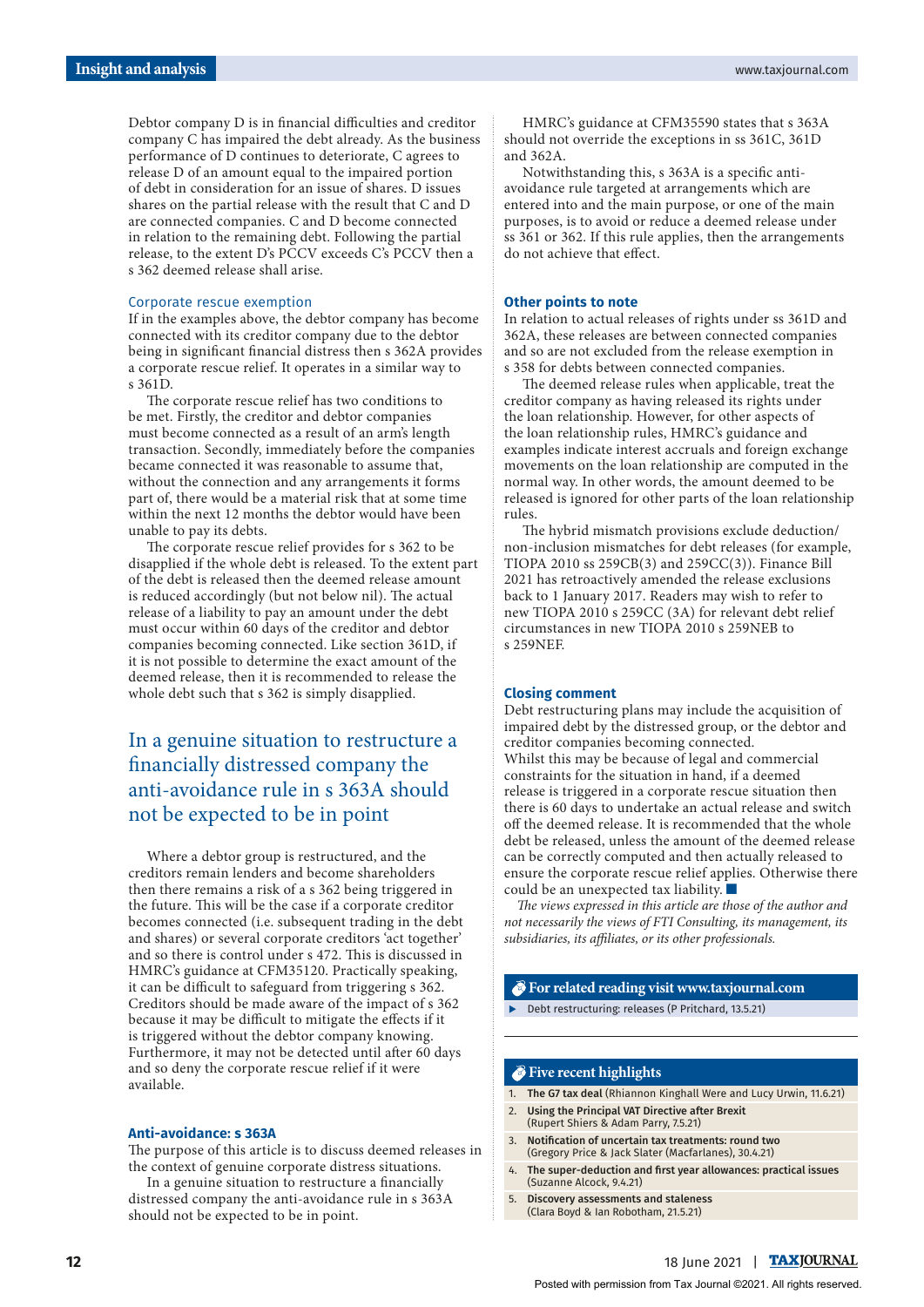Debtor company D is in financial difficulties and creditor company C has impaired the debt already. As the business performance of D continues to deteriorate, C agrees to release D of an amount equal to the impaired portion of debt in consideration for an issue of shares. D issues shares on the partial release with the result that C and D are connected companies. C and D become connected in relation to the remaining debt. Following the partial release, to the extent D's PCCV exceeds C's PCCV then a s 362 deemed release shall arise.

### Corporate rescue exemption

If in the examples above, the debtor company has become connected with its creditor company due to the debtor being in significant financial distress then s 362A provides a corporate rescue relief. It operates in a similar way to s 361D.

The corporate rescue relief has two conditions to be met. Firstly, the creditor and debtor companies must become connected as a result of an arm's length transaction. Secondly, immediately before the companies became connected it was reasonable to assume that, without the connection and any arrangements it forms part of, there would be a material risk that at some time within the next 12 months the debtor would have been unable to pay its debts.

The corporate rescue relief provides for s 362 to be disapplied if the whole debt is released. To the extent part of the debt is released then the deemed release amount is reduced accordingly (but not below nil). The actual release of a liability to pay an amount under the debt must occur within 60 days of the creditor and debtor companies becoming connected. Like section 361D, if it is not possible to determine the exact amount of the deemed release, then it is recommended to release the whole debt such that s 362 is simply disapplied.

> In a genuine situation to restructure a financially distressed company the anti-avoidance rule in s 363A should not be expected to be in point

Where a debtor group is restructured, and the creditors remain lenders and become shareholders then there remains a risk of a s 362 being triggered in the future. This will be the case if a corporate creditor becomes connected (i.e. subsequent trading in the debt and shares) or several corporate creditors 'act together' and so there is control under s 472. This is discussed in HMRC's guidance at CFM35120. Practically speaking, it can be difficult to safeguard from triggering s 362. Creditors should be made aware of the impact of s 362 because it may be difficult to mitigate the effects if it is triggered without the debtor company knowing. Furthermore, it may not be detected until after 60 days and so deny the corporate rescue relief if it were available.

### Anti-avoidance: s 363A

The purpose of this article is to discuss deemed releases in the context of genuine corporate distress situations.

In a genuine situation to restructure a financially distressed company the anti-avoidance rule in s 363A should not be expected to be in point.

HMRC's guidance at CFM35590 states that s 363A should not override the exceptions in ss 361C, 361D and 362A.

Notwithstanding this, s 363A is a specific anti-avoidance rule targeted at arrangements which are entered into and the main purpose, or one of the main purposes, is to avoid or reduce a deemed release under ss 361 or 362. If this rule applies, then the arrangements do not achieve that effect.

### Other points to note

In relation to actual releases of rights under ss 361D and 362A, these releases are between connected companies and so are not excluded from the release exemption in s 358 for debts between connected companies.

The deemed release rules when applicable, treat the creditor company as having released its rights under the loan relationship. However, for other aspects of the loan relationship rules, HMRC's guidance and examples indicate interest accruals and foreign exchange movements on the loan relationship are computed in the normal way. In other words, the amount deemed to be released is ignored for other parts of the loan relationship rules.

The hybrid mismatch provisions exclude deduction/non-inclusion mismatches for debt releases (for example, TIOPA 2010 ss 259CB(3) and 259CC(3)). Finance Bill 2021 has retroactively amended the release exclusions back to 1 January 2017. Readers may wish to refer to new TIOPA 2010 s 259CC (3A) for relevant debt relief circumstances in new TIOPA 2010 s 259NEB to s 259NEF.

### Closing comment

Debt restructuring plans may include the acquisition of impaired debt by the distressed group, or the debtor and creditor companies becoming connected.
Whilst this may be because of legal and commercial constraints for the situation in hand, if a deemed release is triggered in a corporate rescue situation then there is 60 days to undertake an actual release and switch off the deemed release. It is recommended that the whole debt be released, unless the amount of the deemed release can be correctly computed and then actually released to ensure the corporate rescue relief applies. Otherwise there could be an unexpected tax liability. ■

*The views expressed in this article are those of the author and not necessarily the views of FTI Consulting, its management, its subsidiaries, its affiliates, or its other professionals.*

**For related reading visit www.taxjournal.com**

- Debt restructuring: releases (P Pritchard, 13.5.21)

**Five recent highlights**

1. **The G7 tax deal** (Rhiannon Kinghall Were and Lucy Urwin, 11.6.21)
2. **Using the Principal VAT Directive after Brexit** (Rupert Shiers & Adam Parry, 7.5.21)
3. **Notification of uncertain tax treatments: round two** (Gregory Price & Jack Slater (Macfarlanes), 30.4.21)
4. **The super-deduction and first year allowances: practical issues** (Suzanne Alcock, 9.4.21)
5. **Discovery assessments and staleness** (Clara Boyd & Ian Robotham, 21.5.21)

Posted with permission from Tax Journal ©2021. All rights reserved.